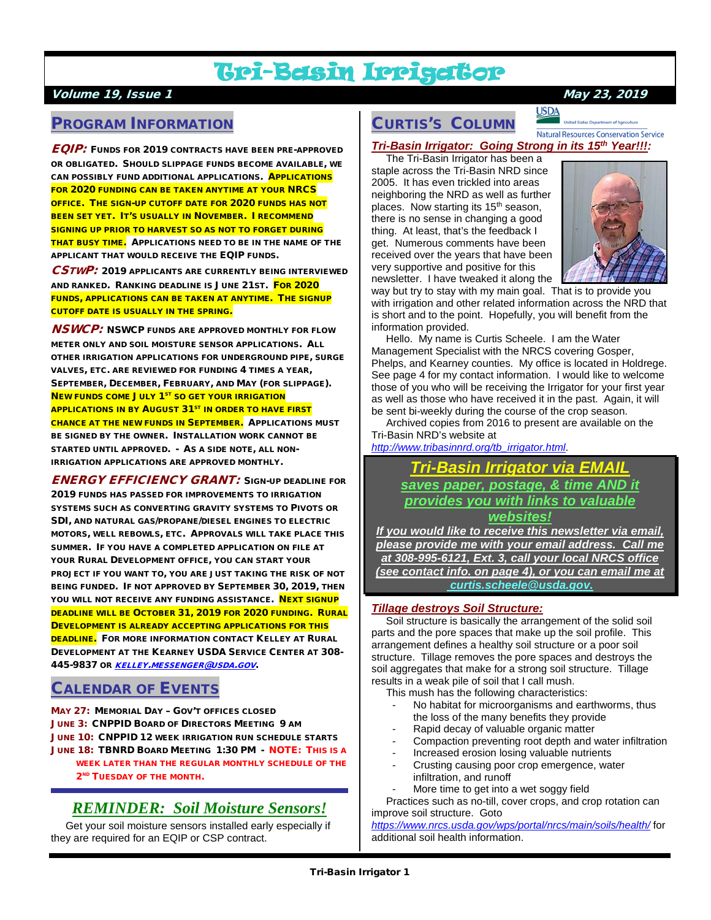# Tri-Basin Irrigator

**Volume 19, Issue 1** **May 23, 2019**

## Program Information

***EQIP:*** Funds for 2019 contracts have been pre-approved or obligated. Should slippage funds become available, we can possibly fund additional applications. Applications for 2020 funding can be taken anytime at your NRCS office. The sign-up cutoff date for 2020 funds has not been set yet. It's usually in November. I recommend signing up prior to harvest so as not to forget during that busy time. Applications need to be in the name of the applicant that would receive the EQIP funds.

***CSTWP:*** 2019 applicants are currently being interviewed and ranked. Ranking deadline is June 21st. For 2020 funds, applications can be taken at anytime. The signup cutoff date is usually in the spring.

***NSWCP:*** NSWCP funds are approved monthly for flow meter only and soil moisture sensor applications. All other irrigation applications for underground pipe, surge valves, etc. are reviewed for funding 4 times a year, September, December, February, and May (for slippage). New funds come July 1st so get your irrigation applications in by August 31st in order to have first chance at the new funds in September. Applications must be signed by the owner. Installation work cannot be started until approved. - As a side note, all non-irrigation applications are approved monthly.

***Energy Efficiency Grant:*** Sign-up deadline for 2019 funds has passed for improvements to irrigation systems such as converting gravity systems to Pivots or SDI, and natural gas/propane/diesel engines to electric motors, well rebowls, etc. Approvals will take place this summer. If you have a completed application on file at your Rural Development office, you can start your project if you want to, you are just taking the risk of not being funded. If not approved by September 30, 2019, then you will not receive any funding assistance. Next signup deadline will be October 31, 2019 for 2020 funding. Rural Development is already accepting applications for this deadline. For more information contact Kelley at Rural Development at the Kearney USDA Service Center at 308-445-9837 or *kelley.messenger@usda.gov*.

## Calendar of Events

**May 27:** Memorial Day – Gov't offices closed
**June 3:** CNPPID Board of Directors Meeting 9 AM
**June 10:** CNPPID 12 week irrigation run schedule starts
**June 18:** TBNRD Board Meeting 1:30 PM - **Note:** This is a week later than the regular monthly schedule of the 2nd Tuesday of the month.

## *REMINDER: Soil Moisture Sensors!*

Get your soil moisture sensors installed early especially if they are required for an EQIP or CSP contract.

## Curtis's Column

USDA United States Department of Agriculture — Natural Resources Conservation Service

***Tri-Basin Irrigator: Going Strong in its 15th Year!!!:***

The Tri-Basin Irrigator has been a staple across the Tri-Basin NRD since 2005. It has even trickled into areas neighboring the NRD as well as further places. Now starting its 15th season, there is no sense in changing a good thing. At least, that's the feedback I get. Numerous comments have been received over the years that have been very supportive and positive for this newsletter. I have tweaked it along the way but try to stay with my main goal. That is to provide you with irrigation and other related information across the NRD that is short and to the point. Hopefully, you will benefit from the information provided.

Hello. My name is Curtis Scheele. I am the Water Management Specialist with the NRCS covering Gosper, Phelps, and Kearney counties. My office is located in Holdrege. See page 4 for my contact information. I would like to welcome those of you who will be receiving the Irrigator for your first year as well as those who have received it in the past. Again, it will be sent bi-weekly during the course of the crop season.

Archived copies from 2016 to present are available on the Tri-Basin NRD's website at *http://www.tribasinnrd.org/tb_irrigator.html*.

> ***Tri-Basin Irrigator via EMAIL***
> ***saves paper, postage, & time AND it provides you with links to valuable websites!***
> ***If you would like to receive this newsletter via email, please provide me with your email address. Call me at 308-995-6121, Ext. 3, call your local NRCS office (see contact info. on page 4), or you can email me at curtis.scheele@usda.gov.***

***Tillage destroys Soil Structure:***

Soil structure is basically the arrangement of the solid soil parts and the pore spaces that make up the soil profile. This arrangement defines a healthy soil structure or a poor soil structure. Tillage removes the pore spaces and destroys the soil aggregates that make for a strong soil structure. Tillage results in a weak pile of soil that I call mush.

This mush has the following characteristics:

- No habitat for microorganisms and earthworms, thus the loss of the many benefits they provide
- Rapid decay of valuable organic matter
- Compaction preventing root depth and water infiltration
- Increased erosion losing valuable nutrients
- Crusting causing poor crop emergence, water infiltration, and runoff
- More time to get into a wet soggy field

Practices such as no-till, cover crops, and crop rotation can improve soil structure. Goto *https://www.nrcs.usda.gov/wps/portal/nrcs/main/soils/health/* for additional soil health information.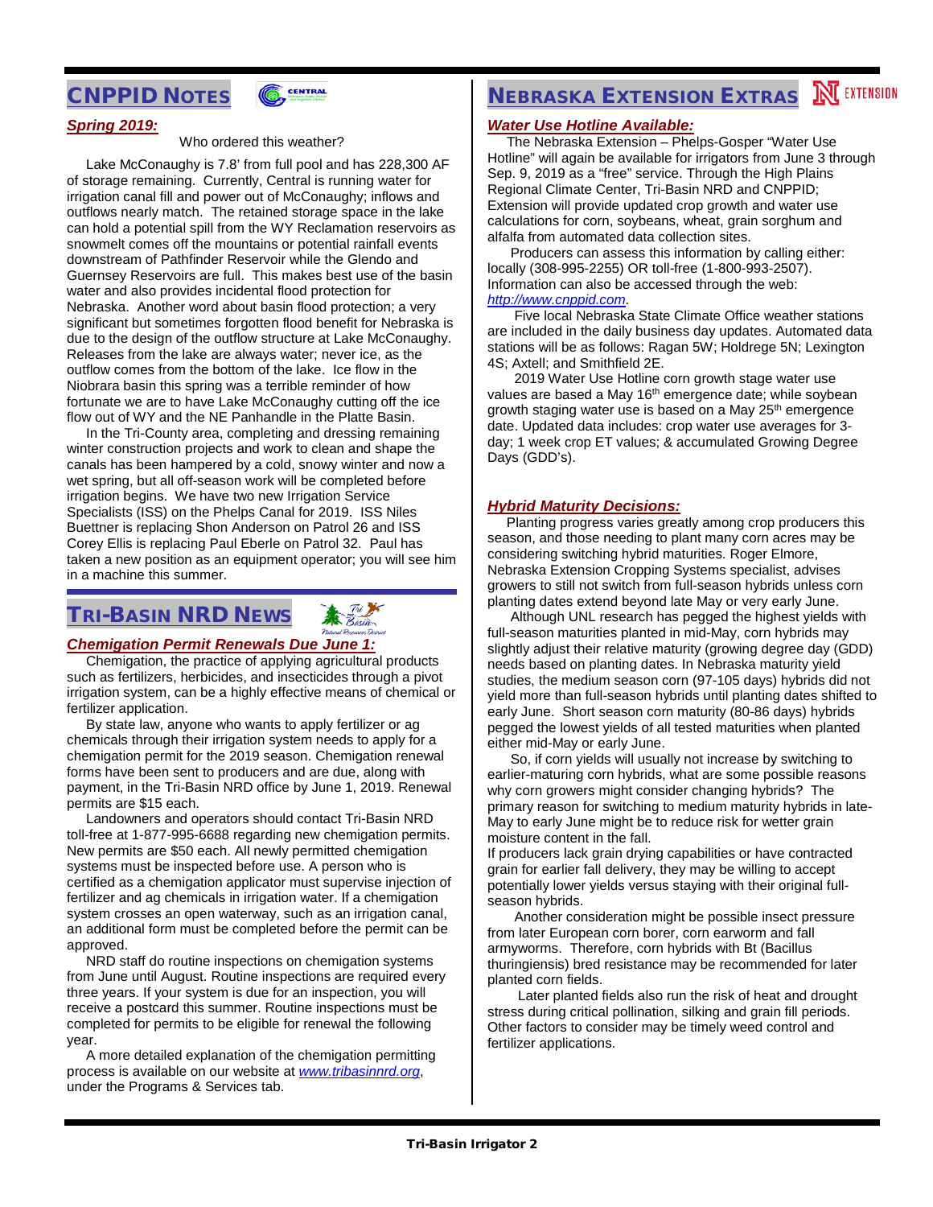## CNPPID Notes

### *Spring 2019:*

Who ordered this weather?

Lake McConaughy is 7.8' from full pool and has 228,300 AF of storage remaining. Currently, Central is running water for irrigation canal fill and power out of McConaughy; inflows and outflows nearly match. The retained storage space in the lake can hold a potential spill from the WY Reclamation reservoirs as snowmelt comes off the mountains or potential rainfall events downstream of Pathfinder Reservoir while the Glendo and Guernsey Reservoirs are full. This makes best use of the basin water and also provides incidental flood protection for Nebraska. Another word about basin flood protection; a very significant but sometimes forgotten flood benefit for Nebraska is due to the design of the outflow structure at Lake McConaughy. Releases from the lake are always water; never ice, as the outflow comes from the bottom of the lake. Ice flow in the Niobrara basin this spring was a terrible reminder of how fortunate we are to have Lake McConaughy cutting off the ice flow out of WY and the NE Panhandle in the Platte Basin.

In the Tri-County area, completing and dressing remaining winter construction projects and work to clean and shape the canals has been hampered by a cold, snowy winter and now a wet spring, but all off-season work will be completed before irrigation begins. We have two new Irrigation Service Specialists (ISS) on the Phelps Canal for 2019. ISS Niles Buettner is replacing Shon Anderson on Patrol 26 and ISS Corey Ellis is replacing Paul Eberle on Patrol 32. Paul has taken a new position as an equipment operator; you will see him in a machine this summer.

## Tri-Basin NRD News

### *Chemigation Permit Renewals Due June 1:*

Chemigation, the practice of applying agricultural products such as fertilizers, herbicides, and insecticides through a pivot irrigation system, can be a highly effective means of chemical or fertilizer application.

By state law, anyone who wants to apply fertilizer or ag chemicals through their irrigation system needs to apply for a chemigation permit for the 2019 season. Chemigation renewal forms have been sent to producers and are due, along with payment, in the Tri-Basin NRD office by June 1, 2019. Renewal permits are $15 each.

Landowners and operators should contact Tri-Basin NRD toll-free at 1-877-995-6688 regarding new chemigation permits. New permits are $50 each. All newly permitted chemigation systems must be inspected before use. A person who is certified as a chemigation applicator must supervise injection of fertilizer and ag chemicals in irrigation water. If a chemigation system crosses an open waterway, such as an irrigation canal, an additional form must be completed before the permit can be approved.

NRD staff do routine inspections on chemigation systems from June until August. Routine inspections are required every three years. If your system is due for an inspection, you will receive a postcard this summer. Routine inspections must be completed for permits to be eligible for renewal the following year.

A more detailed explanation of the chemigation permitting process is available on our website at *www.tribasinnrd.org*, under the Programs & Services tab.

## Nebraska Extension Extras

### *Water Use Hotline Available:*

The Nebraska Extension – Phelps-Gosper "Water Use Hotline" will again be available for irrigators from June 3 through Sep. 9, 2019 as a "free" service. Through the High Plains Regional Climate Center, Tri-Basin NRD and CNPPID; Extension will provide updated crop growth and water use calculations for corn, soybeans, wheat, grain sorghum and alfalfa from automated data collection sites.

Producers can assess this information by calling either: locally (308-995-2255) OR toll-free (1-800-993-2507). Information can also be accessed through the web: *http://www.cnppid.com*.

Five local Nebraska State Climate Office weather stations are included in the daily business day updates. Automated data stations will be as follows: Ragan 5W; Holdrege 5N; Lexington 4S; Axtell; and Smithfield 2E.

2019 Water Use Hotline corn growth stage water use values are based a May 16th emergence date; while soybean growth staging water use is based on a May 25th emergence date. Updated data includes: crop water use averages for 3-day; 1 week crop ET values; & accumulated Growing Degree Days (GDD's).

### *Hybrid Maturity Decisions:*

Planting progress varies greatly among crop producers this season, and those needing to plant many corn acres may be considering switching hybrid maturities. Roger Elmore, Nebraska Extension Cropping Systems specialist, advises growers to still not switch from full-season hybrids unless corn planting dates extend beyond late May or very early June.

Although UNL research has pegged the highest yields with full-season maturities planted in mid-May, corn hybrids may slightly adjust their relative maturity (growing degree day (GDD) needs based on planting dates. In Nebraska maturity yield studies, the medium season corn (97-105 days) hybrids did not yield more than full-season hybrids until planting dates shifted to early June. Short season corn maturity (80-86 days) hybrids pegged the lowest yields of all tested maturities when planted either mid-May or early June.

So, if corn yields will usually not increase by switching to earlier-maturing corn hybrids, what are some possible reasons why corn growers might consider changing hybrids? The primary reason for switching to medium maturity hybrids in late-May to early June might be to reduce risk for wetter grain moisture content in the fall.

If producers lack grain drying capabilities or have contracted grain for earlier fall delivery, they may be willing to accept potentially lower yields versus staying with their original full-season hybrids.

Another consideration might be possible insect pressure from later European corn borer, corn earworm and fall armyworms. Therefore, corn hybrids with Bt (Bacillus thuringiensis) bred resistance may be recommended for later planted corn fields.

Later planted fields also run the risk of heat and drought stress during critical pollination, silking and grain fill periods. Other factors to consider may be timely weed control and fertilizer applications.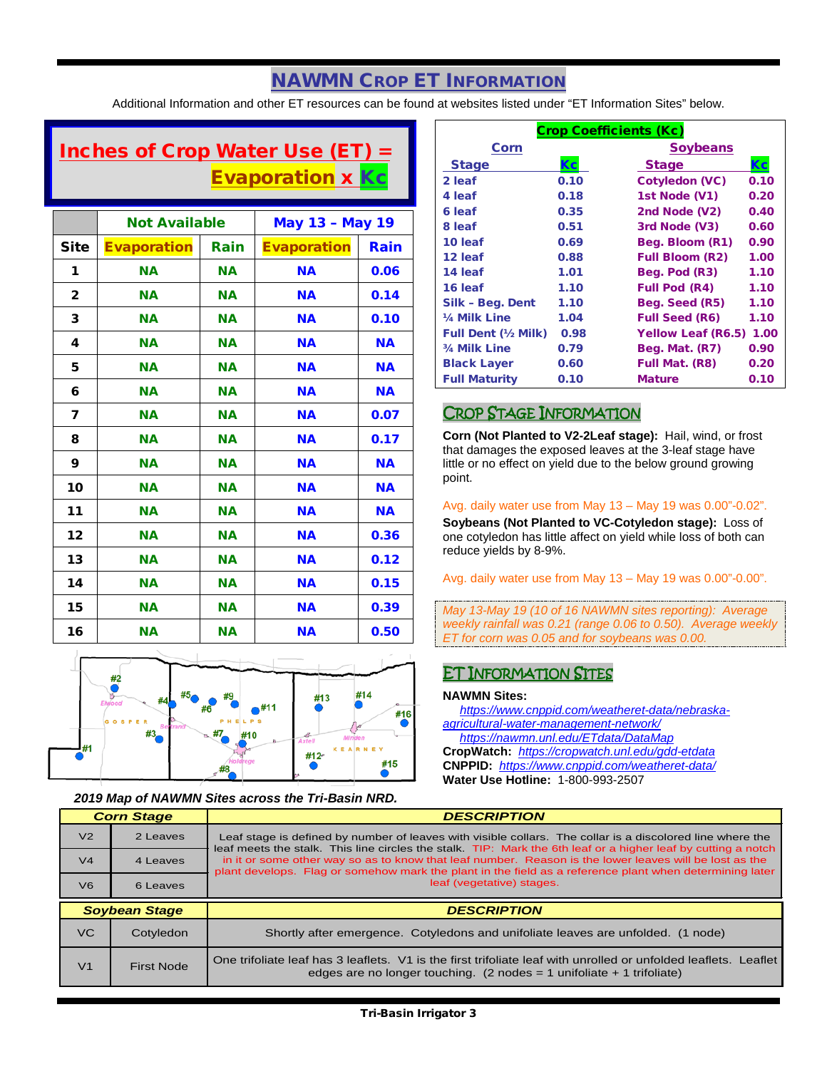# NAWMN Crop ET Information

Additional Information and other ET resources can be found at websites listed under "ET Information Sites" below.

## Inches of Crop Water Use (ET) = Evaporation x Kc

| | Not Available | | May 13 – May 19 | |
|---|---|---|---|---|
| **Site** | **Evaporation** | **Rain** | **Evaporation** | **Rain** |
| 1 | NA | NA | NA | 0.06 |
| 2 | NA | NA | NA | 0.14 |
| 3 | NA | NA | NA | 0.10 |
| 4 | NA | NA | NA | NA |
| 5 | NA | NA | NA | NA |
| 6 | NA | NA | NA | NA |
| 7 | NA | NA | NA | 0.07 |
| 8 | NA | NA | NA | 0.17 |
| 9 | NA | NA | NA | NA |
| 10 | NA | NA | NA | NA |
| 11 | NA | NA | NA | NA |
| 12 | NA | NA | NA | 0.36 |
| 13 | NA | NA | NA | 0.12 |
| 14 | NA | NA | NA | 0.15 |
| 15 | NA | NA | NA | 0.39 |
| 16 | NA | NA | NA | 0.50 |

*2019 Map of NAWMN Sites across the Tri-Basin NRD.*

## Crop Coefficients (Kc)

| Corn Stage | Kc | Soybeans Stage | Kc |
|---|---|---|---|
| 2 leaf | 0.10 | Cotyledon (VC) | 0.10 |
| 4 leaf | 0.18 | 1st Node (V1) | 0.20 |
| 6 leaf | 0.35 | 2nd Node (V2) | 0.40 |
| 8 leaf | 0.51 | 3rd Node (V3) | 0.60 |
| 10 leaf | 0.69 | Beg. Bloom (R1) | 0.90 |
| 12 leaf | 0.88 | Full Bloom (R2) | 1.00 |
| 14 leaf | 1.01 | Beg. Pod (R3) | 1.10 |
| 16 leaf | 1.10 | Full Pod (R4) | 1.10 |
| Silk – Beg. Dent | 1.10 | Beg. Seed (R5) | 1.10 |
| ¼ Milk Line | 1.04 | Full Seed (R6) | 1.10 |
| Full Dent (½ Milk) | 0.98 | Yellow Leaf (R6.5) | 1.00 |
| ¾ Milk Line | 0.79 | Beg. Mat. (R7) | 0.90 |
| Black Layer | 0.60 | Full Mat. (R8) | 0.20 |
| Full Maturity | 0.10 | Mature | 0.10 |

## Crop Stage Information

**Corn (Not Planted to V2-2Leaf stage):** Hail, wind, or frost that damages the exposed leaves at the 3-leaf stage have little or no effect on yield due to the below ground growing point.

Avg. daily water use from May 13 – May 19 was 0.00"-0.02".

**Soybeans (Not Planted to VC-Cotyledon stage):** Loss of one cotyledon has little affect on yield while loss of both can reduce yields by 8-9%.

Avg. daily water use from May 13 – May 19 was 0.00"-0.00".

*May 13-May 19 (10 of 16 NAWMN sites reporting): Average weekly rainfall was 0.21 (range 0.06 to 0.50). Average weekly ET for corn was 0.05 and for soybeans was 0.00.*

## ET Information Sites

**NAWMN Sites:**
https://www.cnppid.com/weatheret-data/nebraska-agricultural-water-management-network/
https://nawmn.unl.edu/ETdata/DataMap
**CropWatch:** https://cropwatch.unl.edu/gdd-etdata
**CNPPID:** https://www.cnppid.com/weatheret-data/
**Water Use Hotline:** 1-800-993-2507

| Corn Stage | | DESCRIPTION |
|---|---|---|
| V2 | 2 Leaves | Leaf stage is defined by number of leaves with visible collars. The collar is a discolored line where the leaf meets the stalk. This line circles the stalk. TIP: Mark the 6th leaf or a higher leaf by cutting a notch in it or some other way so as to know that leaf number. Reason is the lower leaves will be lost as the plant develops. Flag or somehow mark the plant in the field as a reference plant when determining later leaf (vegetative) stages. |
| V4 | 4 Leaves | |
| V6 | 6 Leaves | |

| Soybean Stage | | DESCRIPTION |
|---|---|---|
| VC | Cotyledon | Shortly after emergence. Cotyledons and unifoliate leaves are unfolded. (1 node) |
| V1 | First Node | One trifoliate leaf has 3 leaflets. V1 is the first trifoliate leaf with unrolled or unfolded leaflets. Leaflet edges are no longer touching. (2 nodes = 1 unifoliate + 1 trifoliate) |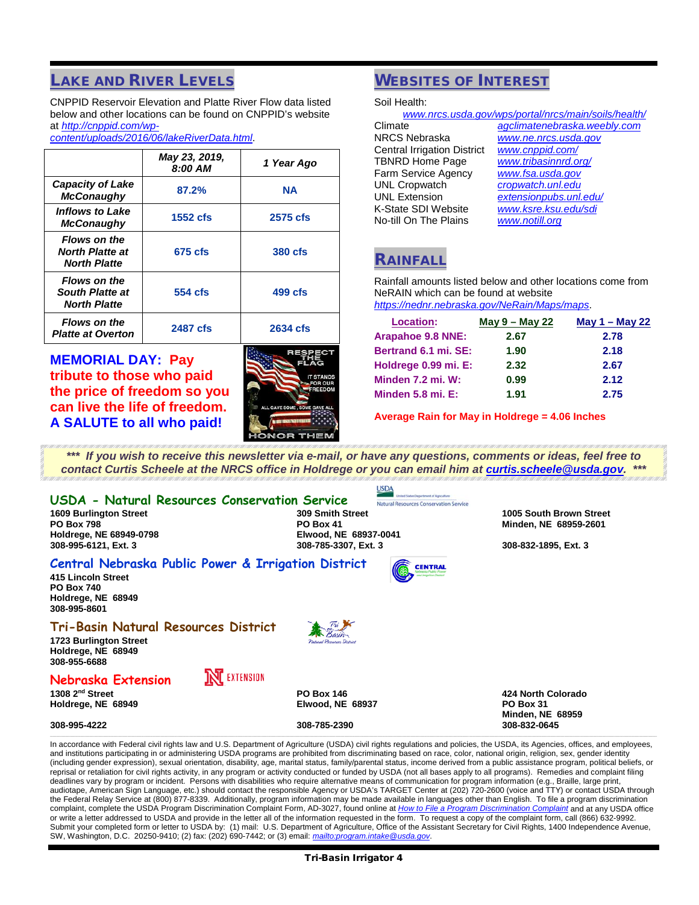## Lake and River Levels

CNPPID Reservoir Elevation and Platte River Flow data listed below and other locations can be found on CNPPID's website at http://cnppid.com/wp-content/uploads/2016/06/lakeRiverData.html.

| | May 23, 2019, 8:00 AM | 1 Year Ago |
|---|---|---|
| Capacity of Lake McConaughy | 87.2% | NA |
| Inflows to Lake McConaughy | 1552 cfs | 2575 cfs |
| Flows on the North Platte at North Platte | 675 cfs | 380 cfs |
| Flows on the South Platte at North Platte | 554 cfs | 499 cfs |
| Flows on the Platte at Overton | 2487 cfs | 2634 cfs |

**MEMORIAL DAY: Pay tribute to those who paid the price of freedom so you can live the life of freedom. A SALUTE to all who paid!**

## Websites of Interest

Soil Health: www.nrcs.usda.gov/wps/portal/nrcs/main/soils/health/

| | |
|---|---|
| Climate | agclimatenebraska.weebly.com |
| NRCS Nebraska | www.ne.nrcs.usda.gov |
| Central Irrigation District | www.cnppid.com/ |
| TBNRD Home Page | www.tribasinnrd.org/ |
| Farm Service Agency | www.fsa.usda.gov |
| UNL Cropwatch | cropwatch.unl.edu |
| UNL Extension | extensionpubs.unl.edu/ |
| K-State SDI Website | www.ksre.ksu.edu/sdi |
| No-till On The Plains | www.notill.org |

## Rainfall

Rainfall amounts listed below and other locations come from NeRAIN which can be found at website https://nednr.nebraska.gov/NeRain/Maps/maps.

| Location: | May 9 – May 22 | May 1 – May 22 |
|---|---|---|
| Arapahoe 9.8 NNE: | 2.67 | 2.78 |
| Bertrand 6.1 mi. SE: | 1.90 | 2.18 |
| Holdrege 0.99 mi. E: | 2.32 | 2.67 |
| Minden 7.2 mi. W: | 0.99 | 2.12 |
| Minden 5.8 mi. E: | 1.91 | 2.75 |

**Average Rain for May in Holdrege = 4.06 Inches**

***\*\*\* If you wish to receive this newsletter via e-mail, or have any questions, comments or ideas, feel free to contact Curtis Scheele at the NRCS office in Holdrege or you can email him at curtis.scheele@usda.gov. \*\*\****

### USDA - Natural Resources Conservation Service

**1609 Burlington Street**
**PO Box 798**
**Holdrege, NE 68949-0798**
**308-995-6121, Ext. 3**

**309 Smith Street**
**PO Box 41**
**Elwood, NE 68937-0041**
**308-785-3307, Ext. 3**

**1005 South Brown Street**
**Minden, NE 68959-2601**
**308-832-1895, Ext. 3**

### Central Nebraska Public Power & Irrigation District

**415 Lincoln Street**
**PO Box 740**
**Holdrege, NE 68949**
**308-995-8601**

### Tri-Basin Natural Resources District

**1723 Burlington Street**
**Holdrege, NE 68949**
**308-955-6688**

### Nebraska Extension

**1308 2nd Street**
**Holdrege, NE 68949**
**308-995-4222**

**PO Box 146**
**Elwood, NE 68937**
**308-785-2390**

**424 North Colorado**
**PO Box 31**
**Minden, NE 68959**
**308-832-0645**

In accordance with Federal civil rights law and U.S. Department of Agriculture (USDA) civil rights regulations and policies, the USDA, its Agencies, offices, and employees, and institutions participating in or administering USDA programs are prohibited from discriminating based on race, color, national origin, religion, sex, gender identity (including gender expression), sexual orientation, disability, age, marital status, family/parental status, income derived from a public assistance program, political beliefs, or reprisal or retaliation for prior civil rights activity, in any program or activity conducted or funded by USDA (not all bases apply to all programs). Remedies and complaint filing deadlines vary by program or incident. Persons with disabilities who require alternative means of communication for program information (e.g., Braille, large print, audiotape, American Sign Language, etc.) should contact the responsible Agency or USDA's TARGET Center at (202) 720-2600 (voice and TTY) or contact USDA through the Federal Relay Service at (800) 877-8339. Additionally, program information may be made available in languages other than English. To file a program discrimination complaint, complete the USDA Program Discrimination Complaint Form, AD-3027, found online at How to File a Program Discrimination Complaint and at any USDA office or write a letter addressed to USDA and provide in the letter all of the information requested in the form. To request a copy of the complaint form, call (866) 632-9992. Submit your completed form or letter to USDA by: (1) mail: U.S. Department of Agriculture, Office of the Assistant Secretary for Civil Rights, 1400 Independence Avenue, SW, Washington, D.C. 20250-9410; (2) fax: (202) 690-7442; or (3) email: mailto:program.intake@usda.gov.